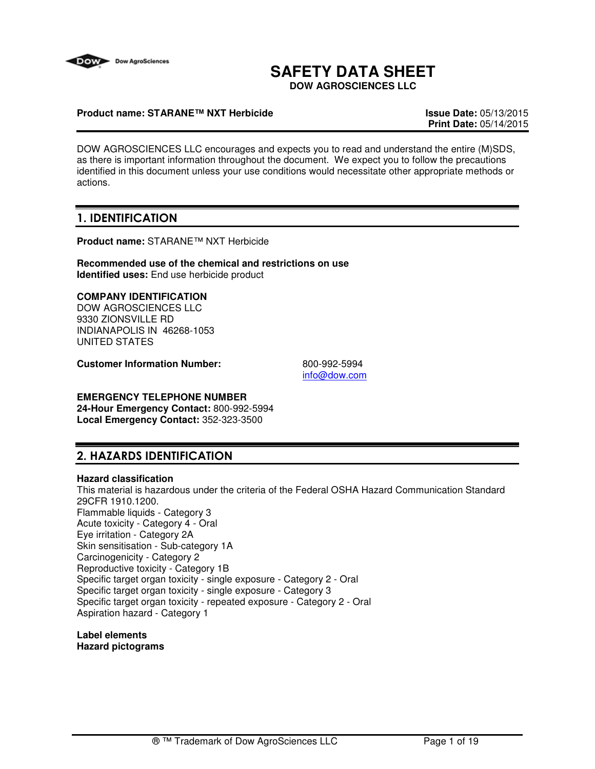# SAFETY DATA SHEET

**DOW AGROSCIENCES LLC**

**Product name: STARANE™ NXT Herbicide**

**Issue Date:** 05/13/2015
**Print Date:** 05/14/2015

DOW AGROSCIENCES LLC encourages and expects you to read and understand the entire (M)SDS, as there is important information throughout the document. We expect you to follow the precautions identified in this document unless your use conditions would necessitate other appropriate methods or actions.

## 1. IDENTIFICATION

**Product name:** STARANE™ NXT Herbicide

**Recommended use of the chemical and restrictions on use**
**Identified uses:** End use herbicide product

**COMPANY IDENTIFICATION**
DOW AGROSCIENCES LLC
9330 ZIONSVILLE RD
INDIANAPOLIS IN 46268-1053
UNITED STATES

**Customer Information Number:** 800-992-5994
info@dow.com

**EMERGENCY TELEPHONE NUMBER**
**24-Hour Emergency Contact:** 800-992-5994
**Local Emergency Contact:** 352-323-3500

## 2. HAZARDS IDENTIFICATION

**Hazard classification**
This material is hazardous under the criteria of the Federal OSHA Hazard Communication Standard 29CFR 1910.1200.
Flammable liquids - Category 3
Acute toxicity - Category 4 - Oral
Eye irritation - Category 2A
Skin sensitisation - Sub-category 1A
Carcinogenicity - Category 2
Reproductive toxicity - Category 1B
Specific target organ toxicity - single exposure - Category 2 - Oral
Specific target organ toxicity - single exposure - Category 3
Specific target organ toxicity - repeated exposure - Category 2 - Oral
Aspiration hazard - Category 1

**Label elements**
**Hazard pictograms**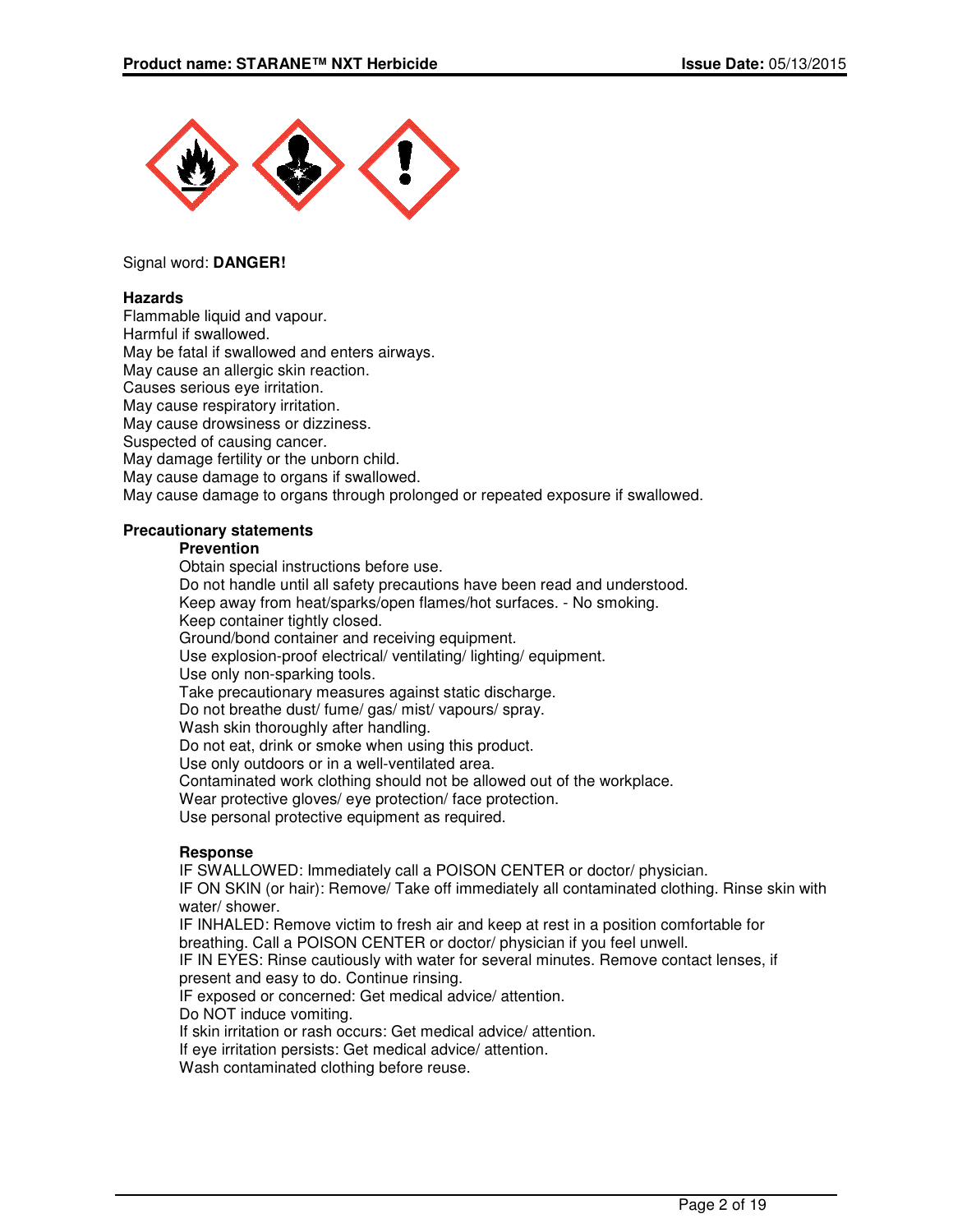Signal word: **DANGER!**

**Hazards**

Flammable liquid and vapour.
Harmful if swallowed.
May be fatal if swallowed and enters airways.
May cause an allergic skin reaction.
Causes serious eye irritation.
May cause respiratory irritation.
May cause drowsiness or dizziness.
Suspected of causing cancer.
May damage fertility or the unborn child.
May cause damage to organs if swallowed.
May cause damage to organs through prolonged or repeated exposure if swallowed.

**Precautionary statements**

**Prevention**

Obtain special instructions before use.
Do not handle until all safety precautions have been read and understood.
Keep away from heat/sparks/open flames/hot surfaces. - No smoking.
Keep container tightly closed.
Ground/bond container and receiving equipment.
Use explosion-proof electrical/ ventilating/ lighting/ equipment.
Use only non-sparking tools.
Take precautionary measures against static discharge.
Do not breathe dust/ fume/ gas/ mist/ vapours/ spray.
Wash skin thoroughly after handling.
Do not eat, drink or smoke when using this product.
Use only outdoors or in a well-ventilated area.
Contaminated work clothing should not be allowed out of the workplace.
Wear protective gloves/ eye protection/ face protection.
Use personal protective equipment as required.

**Response**

IF SWALLOWED: Immediately call a POISON CENTER or doctor/ physician.
IF ON SKIN (or hair): Remove/ Take off immediately all contaminated clothing. Rinse skin with water/ shower.
IF INHALED: Remove victim to fresh air and keep at rest in a position comfortable for breathing. Call a POISON CENTER or doctor/ physician if you feel unwell.
IF IN EYES: Rinse cautiously with water for several minutes. Remove contact lenses, if present and easy to do. Continue rinsing.
IF exposed or concerned: Get medical advice/ attention.
Do NOT induce vomiting.
If skin irritation or rash occurs: Get medical advice/ attention.
If eye irritation persists: Get medical advice/ attention.
Wash contaminated clothing before reuse.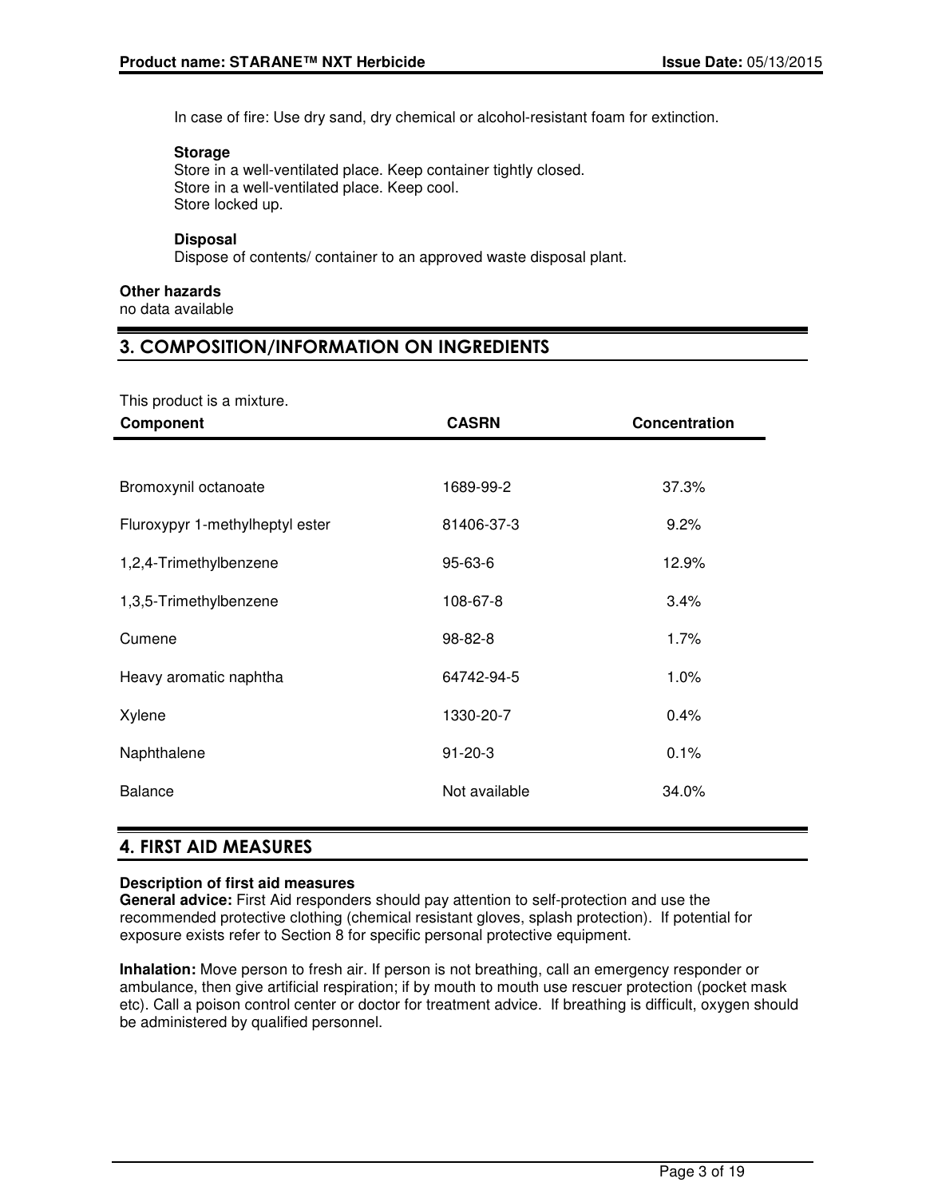In case of fire: Use dry sand, dry chemical or alcohol-resistant foam for extinction.

**Storage**
Store in a well-ventilated place. Keep container tightly closed.
Store in a well-ventilated place. Keep cool.
Store locked up.

**Disposal**
Dispose of contents/ container to an approved waste disposal plant.

**Other hazards**
no data available

## 3. COMPOSITION/INFORMATION ON INGREDIENTS

This product is a mixture.

| Component | CASRN | Concentration |
|---|---|---|
| Bromoxynil octanoate | 1689-99-2 | 37.3% |
| Fluroxypyr 1-methylheptyl ester | 81406-37-3 | 9.2% |
| 1,2,4-Trimethylbenzene | 95-63-6 | 12.9% |
| 1,3,5-Trimethylbenzene | 108-67-8 | 3.4% |
| Cumene | 98-82-8 | 1.7% |
| Heavy aromatic naphtha | 64742-94-5 | 1.0% |
| Xylene | 1330-20-7 | 0.4% |
| Naphthalene | 91-20-3 | 0.1% |
| Balance | Not available | 34.0% |

## 4. FIRST AID MEASURES

**Description of first aid measures**
**General advice:** First Aid responders should pay attention to self-protection and use the recommended protective clothing (chemical resistant gloves, splash protection). If potential for exposure exists refer to Section 8 for specific personal protective equipment.

**Inhalation:** Move person to fresh air. If person is not breathing, call an emergency responder or ambulance, then give artificial respiration; if by mouth to mouth use rescuer protection (pocket mask etc). Call a poison control center or doctor for treatment advice. If breathing is difficult, oxygen should be administered by qualified personnel.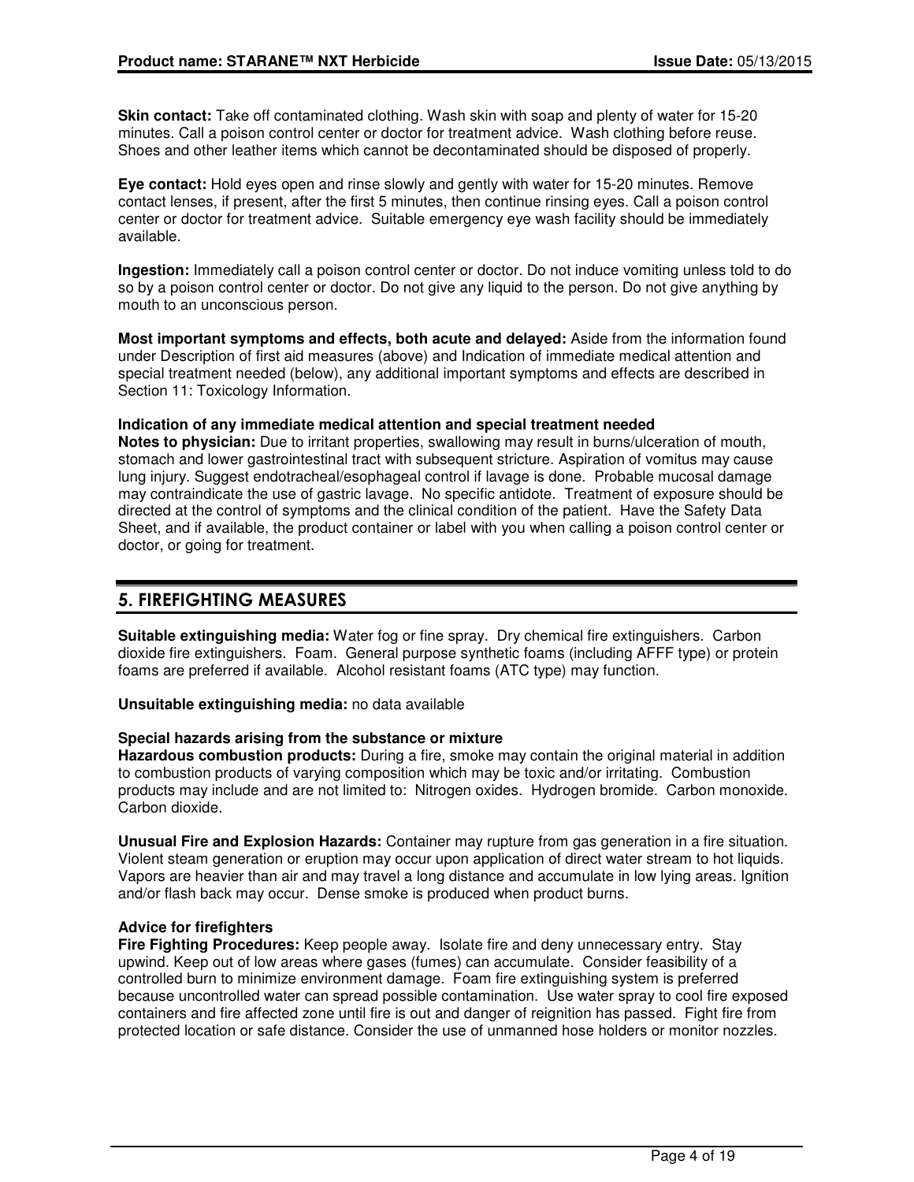**Skin contact:** Take off contaminated clothing. Wash skin with soap and plenty of water for 15-20 minutes. Call a poison control center or doctor for treatment advice. Wash clothing before reuse. Shoes and other leather items which cannot be decontaminated should be disposed of properly.

**Eye contact:** Hold eyes open and rinse slowly and gently with water for 15-20 minutes. Remove contact lenses, if present, after the first 5 minutes, then continue rinsing eyes. Call a poison control center or doctor for treatment advice. Suitable emergency eye wash facility should be immediately available.

**Ingestion:** Immediately call a poison control center or doctor. Do not induce vomiting unless told to do so by a poison control center or doctor. Do not give any liquid to the person. Do not give anything by mouth to an unconscious person.

**Most important symptoms and effects, both acute and delayed:** Aside from the information found under Description of first aid measures (above) and Indication of immediate medical attention and special treatment needed (below), any additional important symptoms and effects are described in Section 11: Toxicology Information.

**Indication of any immediate medical attention and special treatment needed**

**Notes to physician:** Due to irritant properties, swallowing may result in burns/ulceration of mouth, stomach and lower gastrointestinal tract with subsequent stricture. Aspiration of vomitus may cause lung injury. Suggest endotracheal/esophageal control if lavage is done. Probable mucosal damage may contraindicate the use of gastric lavage. No specific antidote. Treatment of exposure should be directed at the control of symptoms and the clinical condition of the patient. Have the Safety Data Sheet, and if available, the product container or label with you when calling a poison control center or doctor, or going for treatment.

## 5. FIREFIGHTING MEASURES

**Suitable extinguishing media:** Water fog or fine spray. Dry chemical fire extinguishers. Carbon dioxide fire extinguishers. Foam. General purpose synthetic foams (including AFFF type) or protein foams are preferred if available. Alcohol resistant foams (ATC type) may function.

**Unsuitable extinguishing media:** no data available

**Special hazards arising from the substance or mixture**

**Hazardous combustion products:** During a fire, smoke may contain the original material in addition to combustion products of varying composition which may be toxic and/or irritating. Combustion products may include and are not limited to: Nitrogen oxides. Hydrogen bromide. Carbon monoxide. Carbon dioxide.

**Unusual Fire and Explosion Hazards:** Container may rupture from gas generation in a fire situation. Violent steam generation or eruption may occur upon application of direct water stream to hot liquids. Vapors are heavier than air and may travel a long distance and accumulate in low lying areas. Ignition and/or flash back may occur. Dense smoke is produced when product burns.

**Advice for firefighters**

**Fire Fighting Procedures:** Keep people away. Isolate fire and deny unnecessary entry. Stay upwind. Keep out of low areas where gases (fumes) can accumulate. Consider feasibility of a controlled burn to minimize environment damage. Foam fire extinguishing system is preferred because uncontrolled water can spread possible contamination. Use water spray to cool fire exposed containers and fire affected zone until fire is out and danger of reignition has passed. Fight fire from protected location or safe distance. Consider the use of unmanned hose holders or monitor nozzles.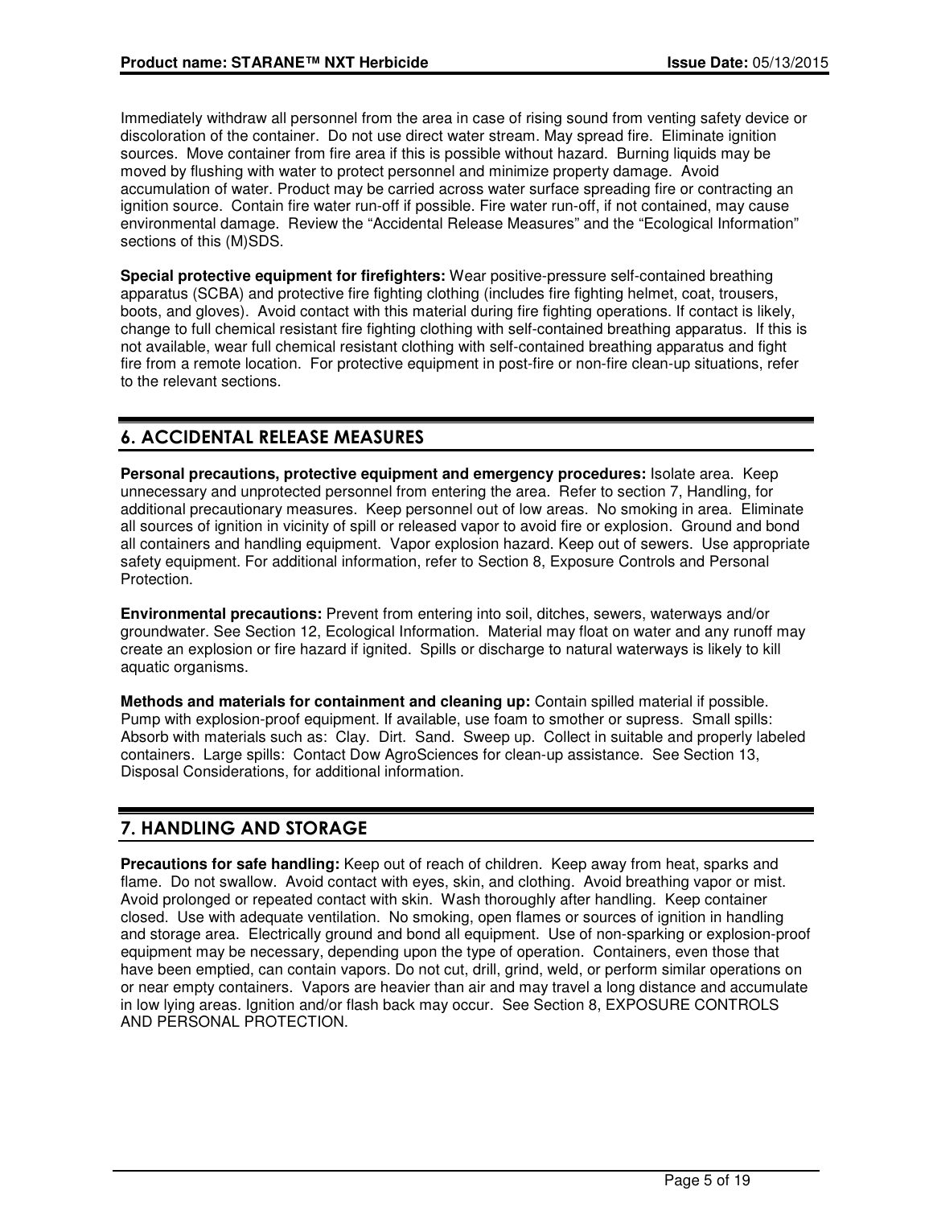Immediately withdraw all personnel from the area in case of rising sound from venting safety device or discoloration of the container. Do not use direct water stream. May spread fire. Eliminate ignition sources. Move container from fire area if this is possible without hazard. Burning liquids may be moved by flushing with water to protect personnel and minimize property damage. Avoid accumulation of water. Product may be carried across water surface spreading fire or contracting an ignition source. Contain fire water run-off if possible. Fire water run-off, if not contained, may cause environmental damage. Review the “Accidental Release Measures” and the “Ecological Information” sections of this (M)SDS.

**Special protective equipment for firefighters:** Wear positive-pressure self-contained breathing apparatus (SCBA) and protective fire fighting clothing (includes fire fighting helmet, coat, trousers, boots, and gloves). Avoid contact with this material during fire fighting operations. If contact is likely, change to full chemical resistant fire fighting clothing with self-contained breathing apparatus. If this is not available, wear full chemical resistant clothing with self-contained breathing apparatus and fight fire from a remote location. For protective equipment in post-fire or non-fire clean-up situations, refer to the relevant sections.

## 6. ACCIDENTAL RELEASE MEASURES

**Personal precautions, protective equipment and emergency procedures:** Isolate area. Keep unnecessary and unprotected personnel from entering the area. Refer to section 7, Handling, for additional precautionary measures. Keep personnel out of low areas. No smoking in area. Eliminate all sources of ignition in vicinity of spill or released vapor to avoid fire or explosion. Ground and bond all containers and handling equipment. Vapor explosion hazard. Keep out of sewers. Use appropriate safety equipment. For additional information, refer to Section 8, Exposure Controls and Personal Protection.

**Environmental precautions:** Prevent from entering into soil, ditches, sewers, waterways and/or groundwater. See Section 12, Ecological Information. Material may float on water and any runoff may create an explosion or fire hazard if ignited. Spills or discharge to natural waterways is likely to kill aquatic organisms.

**Methods and materials for containment and cleaning up:** Contain spilled material if possible. Pump with explosion-proof equipment. If available, use foam to smother or supress. Small spills: Absorb with materials such as: Clay. Dirt. Sand. Sweep up. Collect in suitable and properly labeled containers. Large spills: Contact Dow AgroSciences for clean-up assistance. See Section 13, Disposal Considerations, for additional information.

## 7. HANDLING AND STORAGE

**Precautions for safe handling:** Keep out of reach of children. Keep away from heat, sparks and flame. Do not swallow. Avoid contact with eyes, skin, and clothing. Avoid breathing vapor or mist. Avoid prolonged or repeated contact with skin. Wash thoroughly after handling. Keep container closed. Use with adequate ventilation. No smoking, open flames or sources of ignition in handling and storage area. Electrically ground and bond all equipment. Use of non-sparking or explosion-proof equipment may be necessary, depending upon the type of operation. Containers, even those that have been emptied, can contain vapors. Do not cut, drill, grind, weld, or perform similar operations on or near empty containers. Vapors are heavier than air and may travel a long distance and accumulate in low lying areas. Ignition and/or flash back may occur. See Section 8, EXPOSURE CONTROLS AND PERSONAL PROTECTION.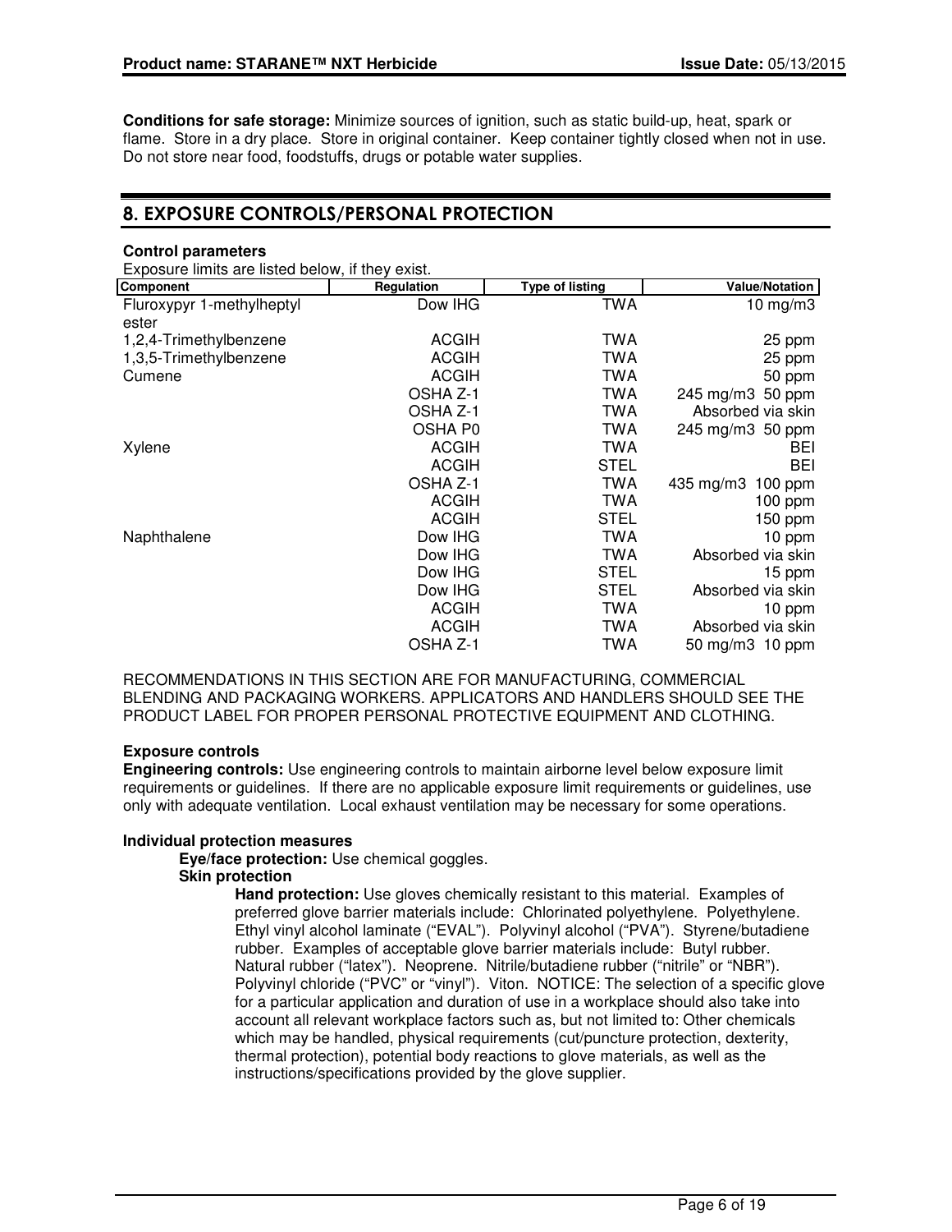**Conditions for safe storage:** Minimize sources of ignition, such as static build-up, heat, spark or flame. Store in a dry place. Store in original container. Keep container tightly closed when not in use. Do not store near food, foodstuffs, drugs or potable water supplies.

## 8. EXPOSURE CONTROLS/PERSONAL PROTECTION

**Control parameters**

Exposure limits are listed below, if they exist.

| Component | Regulation | Type of listing | Value/Notation |
|---|---|---|---|
| Fluroxypyr 1-methylheptyl ester | Dow IHG | TWA | 10 mg/m3 |
| 1,2,4-Trimethylbenzene | ACGIH | TWA | 25 ppm |
| 1,3,5-Trimethylbenzene | ACGIH | TWA | 25 ppm |
| Cumene | ACGIH | TWA | 50 ppm |
| | OSHA Z-1 | TWA | 245 mg/m3 50 ppm |
| | OSHA Z-1 | TWA | Absorbed via skin |
| | OSHA P0 | TWA | 245 mg/m3 50 ppm |
| Xylene | ACGIH | TWA | BEI |
| | ACGIH | STEL | BEI |
| | OSHA Z-1 | TWA | 435 mg/m3 100 ppm |
| | ACGIH | TWA | 100 ppm |
| | ACGIH | STEL | 150 ppm |
| Naphthalene | Dow IHG | TWA | 10 ppm |
| | Dow IHG | TWA | Absorbed via skin |
| | Dow IHG | STEL | 15 ppm |
| | Dow IHG | STEL | Absorbed via skin |
| | ACGIH | TWA | 10 ppm |
| | ACGIH | TWA | Absorbed via skin |
| | OSHA Z-1 | TWA | 50 mg/m3 10 ppm |

RECOMMENDATIONS IN THIS SECTION ARE FOR MANUFACTURING, COMMERCIAL BLENDING AND PACKAGING WORKERS. APPLICATORS AND HANDLERS SHOULD SEE THE PRODUCT LABEL FOR PROPER PERSONAL PROTECTIVE EQUIPMENT AND CLOTHING.

**Exposure controls**

**Engineering controls:** Use engineering controls to maintain airborne level below exposure limit requirements or guidelines. If there are no applicable exposure limit requirements or guidelines, use only with adequate ventilation. Local exhaust ventilation may be necessary for some operations.

**Individual protection measures**

**Eye/face protection:** Use chemical goggles.

**Skin protection**

**Hand protection:** Use gloves chemically resistant to this material. Examples of preferred glove barrier materials include: Chlorinated polyethylene. Polyethylene. Ethyl vinyl alcohol laminate ("EVAL"). Polyvinyl alcohol ("PVA"). Styrene/butadiene rubber. Examples of acceptable glove barrier materials include: Butyl rubber. Natural rubber ("latex"). Neoprene. Nitrile/butadiene rubber ("nitrile" or "NBR"). Polyvinyl chloride ("PVC" or "vinyl"). Viton. NOTICE: The selection of a specific glove for a particular application and duration of use in a workplace should also take into account all relevant workplace factors such as, but not limited to: Other chemicals which may be handled, physical requirements (cut/puncture protection, dexterity, thermal protection), potential body reactions to glove materials, as well as the instructions/specifications provided by the glove supplier.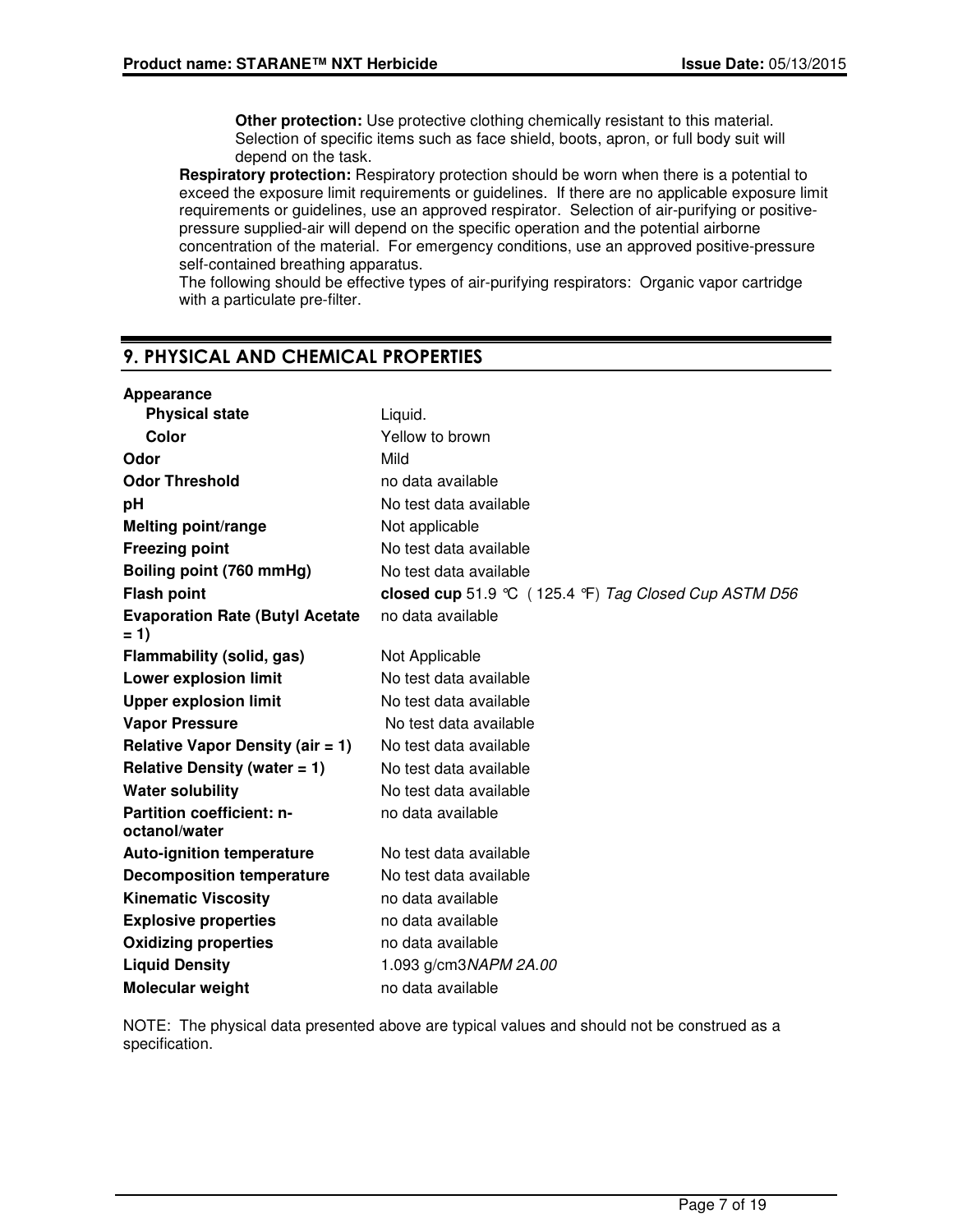**Other protection:** Use protective clothing chemically resistant to this material. Selection of specific items such as face shield, boots, apron, or full body suit will depend on the task.

**Respiratory protection:** Respiratory protection should be worn when there is a potential to exceed the exposure limit requirements or guidelines. If there are no applicable exposure limit requirements or guidelines, use an approved respirator. Selection of air-purifying or positive-pressure supplied-air will depend on the specific operation and the potential airborne concentration of the material. For emergency conditions, use an approved positive-pressure self-contained breathing apparatus.

The following should be effective types of air-purifying respirators: Organic vapor cartridge with a particulate pre-filter.

## 9. PHYSICAL AND CHEMICAL PROPERTIES

| | |
|---|---|
| **Appearance** | |
| **Physical state** | Liquid. |
| **Color** | Yellow to brown |
| **Odor** | Mild |
| **Odor Threshold** | no data available |
| **pH** | No test data available |
| **Melting point/range** | Not applicable |
| **Freezing point** | No test data available |
| **Boiling point (760 mmHg)** | No test data available |
| **Flash point** | **closed cup** 51.9 °C ( 125.4 °F) *Tag Closed Cup ASTM D56* |
| **Evaporation Rate (Butyl Acetate = 1)** | no data available |
| **Flammability (solid, gas)** | Not Applicable |
| **Lower explosion limit** | No test data available |
| **Upper explosion limit** | No test data available |
| **Vapor Pressure** | No test data available |
| **Relative Vapor Density (air = 1)** | No test data available |
| **Relative Density (water = 1)** | No test data available |
| **Water solubility** | No test data available |
| **Partition coefficient: n-octanol/water** | no data available |
| **Auto-ignition temperature** | No test data available |
| **Decomposition temperature** | No test data available |
| **Kinematic Viscosity** | no data available |
| **Explosive properties** | no data available |
| **Oxidizing properties** | no data available |
| **Liquid Density** | 1.093 g/cm3*NAPM 2A.00* |
| **Molecular weight** | no data available |

NOTE: The physical data presented above are typical values and should not be construed as a specification.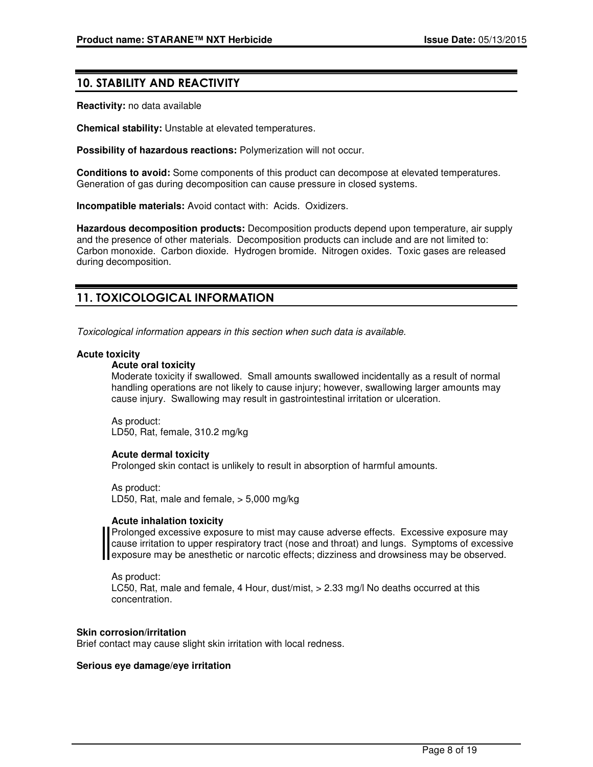## 10. STABILITY AND REACTIVITY

**Reactivity:** no data available

**Chemical stability:** Unstable at elevated temperatures.

**Possibility of hazardous reactions:** Polymerization will not occur.

**Conditions to avoid:** Some components of this product can decompose at elevated temperatures. Generation of gas during decomposition can cause pressure in closed systems.

**Incompatible materials:** Avoid contact with: Acids. Oxidizers.

**Hazardous decomposition products:** Decomposition products depend upon temperature, air supply and the presence of other materials. Decomposition products can include and are not limited to: Carbon monoxide. Carbon dioxide. Hydrogen bromide. Nitrogen oxides. Toxic gases are released during decomposition.

## 11. TOXICOLOGICAL INFORMATION

*Toxicological information appears in this section when such data is available.*

**Acute toxicity**

**Acute oral toxicity**

Moderate toxicity if swallowed. Small amounts swallowed incidentally as a result of normal handling operations are not likely to cause injury; however, swallowing larger amounts may cause injury. Swallowing may result in gastrointestinal irritation or ulceration.

As product:
LD50, Rat, female, 310.2 mg/kg

**Acute dermal toxicity**

Prolonged skin contact is unlikely to result in absorption of harmful amounts.

As product:
LD50, Rat, male and female, > 5,000 mg/kg

**Acute inhalation toxicity**

Prolonged excessive exposure to mist may cause adverse effects. Excessive exposure may cause irritation to upper respiratory tract (nose and throat) and lungs. Symptoms of excessive exposure may be anesthetic or narcotic effects; dizziness and drowsiness may be observed.

As product:
LC50, Rat, male and female, 4 Hour, dust/mist, > 2.33 mg/l No deaths occurred at this concentration.

**Skin corrosion/irritation**

Brief contact may cause slight skin irritation with local redness.

**Serious eye damage/eye irritation**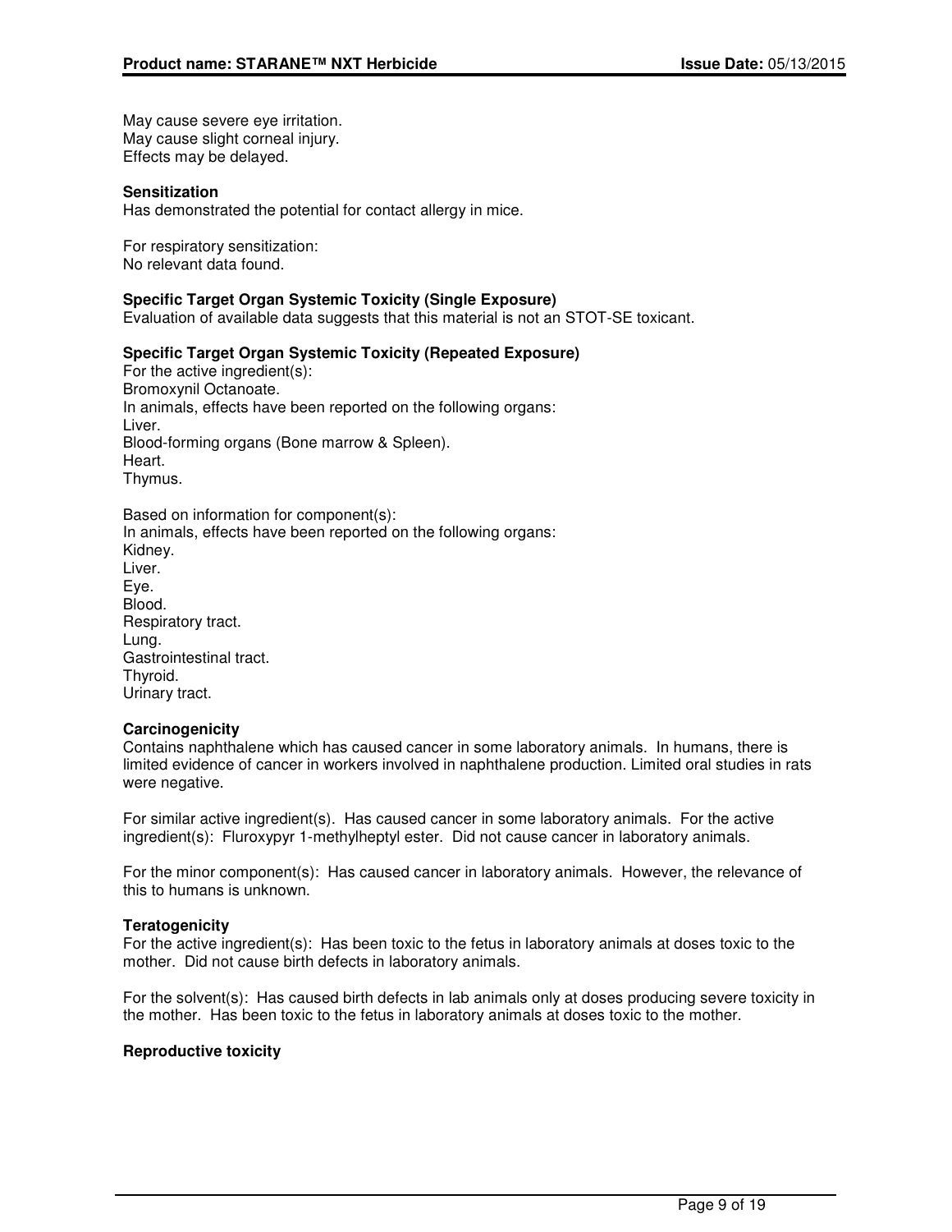May cause severe eye irritation.
May cause slight corneal injury.
Effects may be delayed.

**Sensitization**
Has demonstrated the potential for contact allergy in mice.

For respiratory sensitization:
No relevant data found.

**Specific Target Organ Systemic Toxicity (Single Exposure)**
Evaluation of available data suggests that this material is not an STOT-SE toxicant.

**Specific Target Organ Systemic Toxicity (Repeated Exposure)**
For the active ingredient(s):
Bromoxynil Octanoate.
In animals, effects have been reported on the following organs:
Liver.
Blood-forming organs (Bone marrow & Spleen).
Heart.
Thymus.

Based on information for component(s):
In animals, effects have been reported on the following organs:
Kidney.
Liver.
Eye.
Blood.
Respiratory tract.
Lung.
Gastrointestinal tract.
Thyroid.
Urinary tract.

**Carcinogenicity**
Contains naphthalene which has caused cancer in some laboratory animals. In humans, there is limited evidence of cancer in workers involved in naphthalene production. Limited oral studies in rats were negative.

For similar active ingredient(s). Has caused cancer in some laboratory animals. For the active ingredient(s): Fluroxypyr 1-methylheptyl ester. Did not cause cancer in laboratory animals.

For the minor component(s): Has caused cancer in laboratory animals. However, the relevance of this to humans is unknown.

**Teratogenicity**
For the active ingredient(s): Has been toxic to the fetus in laboratory animals at doses toxic to the mother. Did not cause birth defects in laboratory animals.

For the solvent(s): Has caused birth defects in lab animals only at doses producing severe toxicity in the mother. Has been toxic to the fetus in laboratory animals at doses toxic to the mother.

**Reproductive toxicity**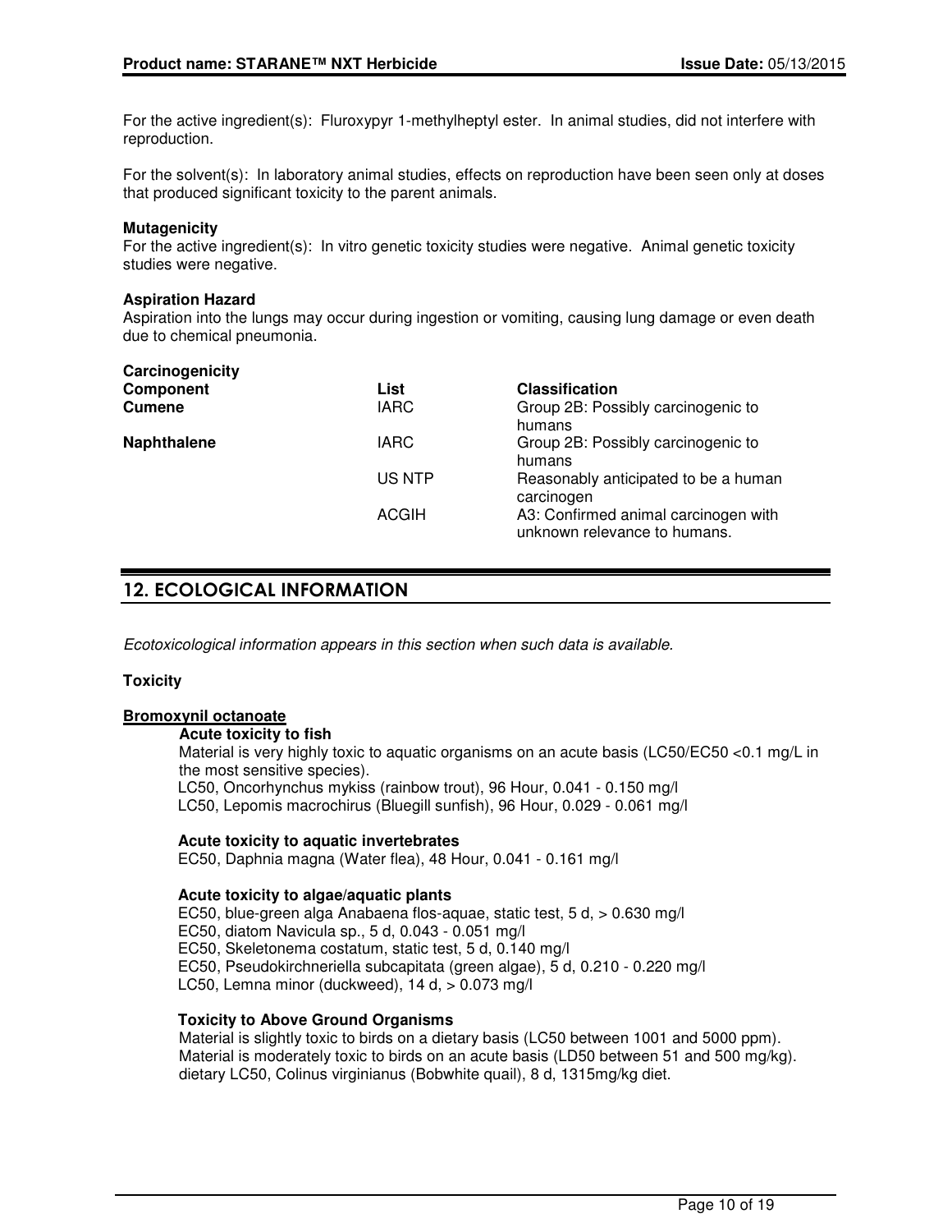For the active ingredient(s): Fluroxypyr 1-methylheptyl ester. In animal studies, did not interfere with reproduction.

For the solvent(s): In laboratory animal studies, effects on reproduction have been seen only at doses that produced significant toxicity to the parent animals.

**Mutagenicity**
For the active ingredient(s): In vitro genetic toxicity studies were negative. Animal genetic toxicity studies were negative.

**Aspiration Hazard**
Aspiration into the lungs may occur during ingestion or vomiting, causing lung damage or even death due to chemical pneumonia.

**Carcinogenicity**

| Component | List | Classification |
|---|---|---|
| **Cumene** | IARC | Group 2B: Possibly carcinogenic to humans |
| **Naphthalene** | IARC | Group 2B: Possibly carcinogenic to humans |
| | US NTP | Reasonably anticipated to be a human carcinogen |
| | ACGIH | A3: Confirmed animal carcinogen with unknown relevance to humans. |

## 12. ECOLOGICAL INFORMATION

*Ecotoxicological information appears in this section when such data is available.*

**Toxicity**

**Bromoxynil octanoate**

**Acute toxicity to fish**
Material is very highly toxic to aquatic organisms on an acute basis (LC50/EC50 <0.1 mg/L in the most sensitive species).
LC50, Oncorhynchus mykiss (rainbow trout), 96 Hour, 0.041 - 0.150 mg/l
LC50, Lepomis macrochirus (Bluegill sunfish), 96 Hour, 0.029 - 0.061 mg/l

**Acute toxicity to aquatic invertebrates**
EC50, Daphnia magna (Water flea), 48 Hour, 0.041 - 0.161 mg/l

**Acute toxicity to algae/aquatic plants**
EC50, blue-green alga Anabaena flos-aquae, static test, 5 d, > 0.630 mg/l
EC50, diatom Navicula sp., 5 d, 0.043 - 0.051 mg/l
EC50, Skeletonema costatum, static test, 5 d, 0.140 mg/l
EC50, Pseudokirchneriella subcapitata (green algae), 5 d, 0.210 - 0.220 mg/l
LC50, Lemna minor (duckweed), 14 d, > 0.073 mg/l

**Toxicity to Above Ground Organisms**
Material is slightly toxic to birds on a dietary basis (LC50 between 1001 and 5000 ppm).
Material is moderately toxic to birds on an acute basis (LD50 between 51 and 500 mg/kg).
dietary LC50, Colinus virginianus (Bobwhite quail), 8 d, 1315mg/kg diet.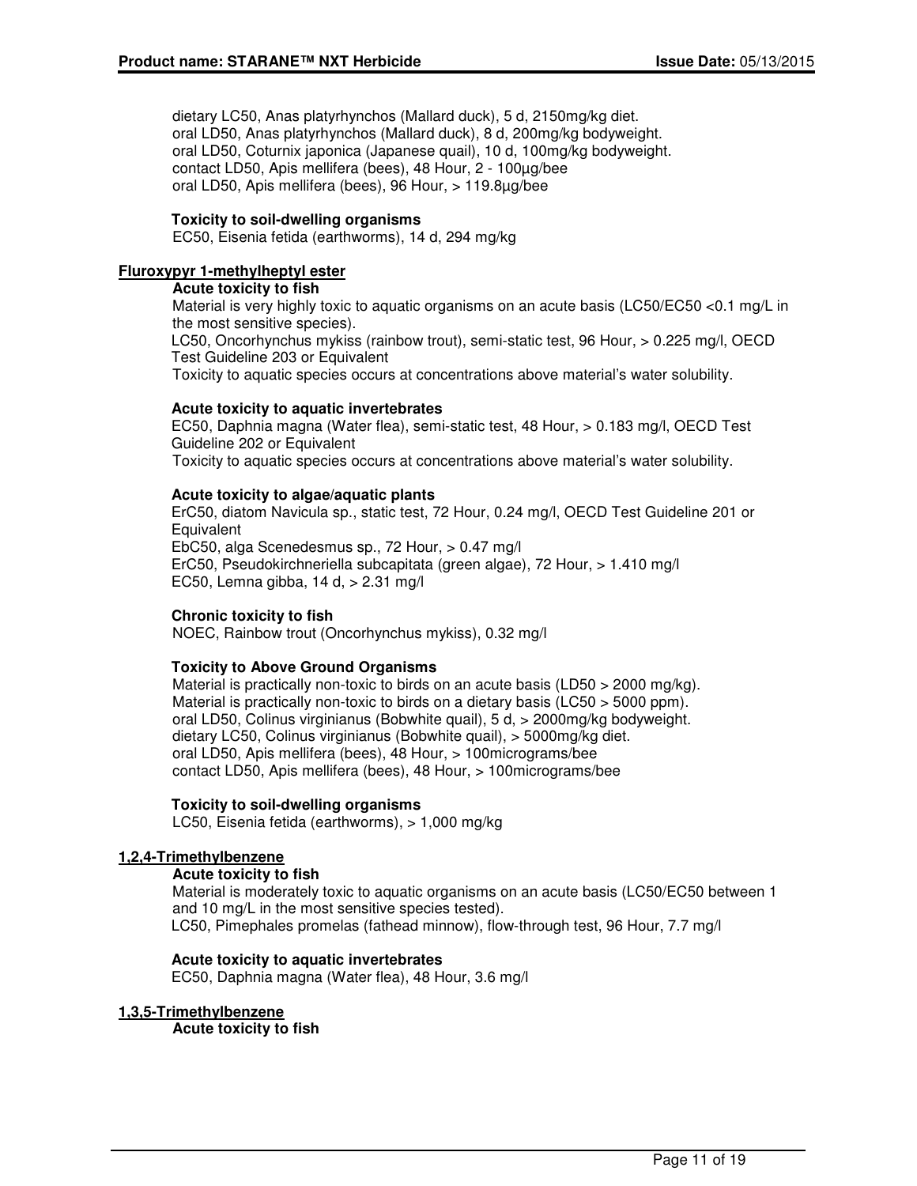dietary LC50, Anas platyrhynchos (Mallard duck), 5 d, 2150mg/kg diet.
oral LD50, Anas platyrhynchos (Mallard duck), 8 d, 200mg/kg bodyweight.
oral LD50, Coturnix japonica (Japanese quail), 10 d, 100mg/kg bodyweight.
contact LD50, Apis mellifera (bees), 48 Hour, 2 - 100µg/bee
oral LD50, Apis mellifera (bees), 96 Hour, > 119.8µg/bee

**Toxicity to soil-dwelling organisms**
EC50, Eisenia fetida (earthworms), 14 d, 294 mg/kg

**Fluroxypyr 1-methylheptyl ester**

**Acute toxicity to fish**
Material is very highly toxic to aquatic organisms on an acute basis (LC50/EC50 <0.1 mg/L in the most sensitive species).
LC50, Oncorhynchus mykiss (rainbow trout), semi-static test, 96 Hour, > 0.225 mg/l, OECD Test Guideline 203 or Equivalent
Toxicity to aquatic species occurs at concentrations above material's water solubility.

**Acute toxicity to aquatic invertebrates**
EC50, Daphnia magna (Water flea), semi-static test, 48 Hour, > 0.183 mg/l, OECD Test Guideline 202 or Equivalent
Toxicity to aquatic species occurs at concentrations above material's water solubility.

**Acute toxicity to algae/aquatic plants**
ErC50, diatom Navicula sp., static test, 72 Hour, 0.24 mg/l, OECD Test Guideline 201 or Equivalent
EbC50, alga Scenedesmus sp., 72 Hour, > 0.47 mg/l
ErC50, Pseudokirchneriella subcapitata (green algae), 72 Hour, > 1.410 mg/l
EC50, Lemna gibba, 14 d, > 2.31 mg/l

**Chronic toxicity to fish**
NOEC, Rainbow trout (Oncorhynchus mykiss), 0.32 mg/l

**Toxicity to Above Ground Organisms**
Material is practically non-toxic to birds on an acute basis (LD50 > 2000 mg/kg).
Material is practically non-toxic to birds on a dietary basis (LC50 > 5000 ppm).
oral LD50, Colinus virginianus (Bobwhite quail), 5 d, > 2000mg/kg bodyweight.
dietary LC50, Colinus virginianus (Bobwhite quail), > 5000mg/kg diet.
oral LD50, Apis mellifera (bees), 48 Hour, > 100micrograms/bee
contact LD50, Apis mellifera (bees), 48 Hour, > 100micrograms/bee

**Toxicity to soil-dwelling organisms**
LC50, Eisenia fetida (earthworms), > 1,000 mg/kg

**1,2,4-Trimethylbenzene**

**Acute toxicity to fish**
Material is moderately toxic to aquatic organisms on an acute basis (LC50/EC50 between 1 and 10 mg/L in the most sensitive species tested).
LC50, Pimephales promelas (fathead minnow), flow-through test, 96 Hour, 7.7 mg/l

**Acute toxicity to aquatic invertebrates**
EC50, Daphnia magna (Water flea), 48 Hour, 3.6 mg/l

**1,3,5-Trimethylbenzene**

**Acute toxicity to fish**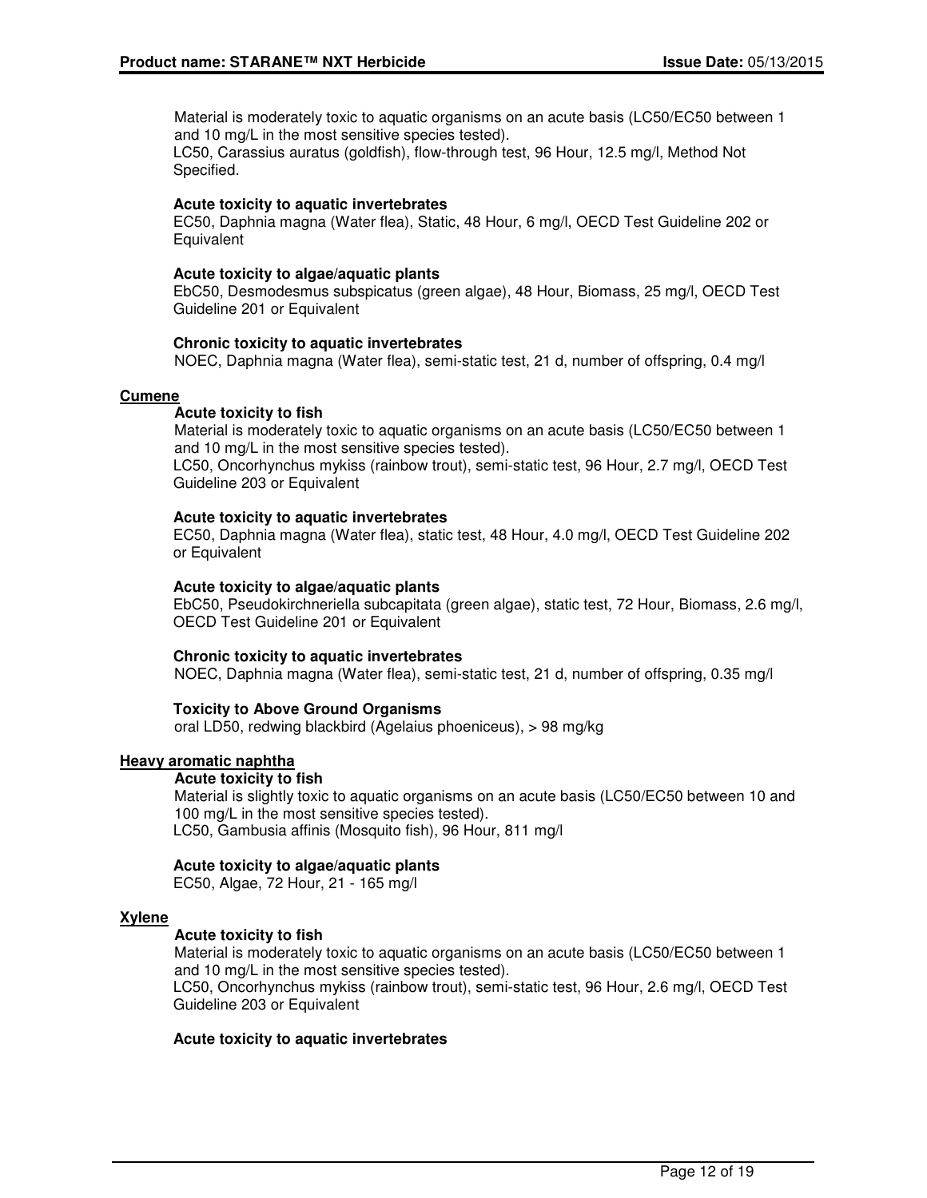Material is moderately toxic to aquatic organisms on an acute basis (LC50/EC50 between 1 and 10 mg/L in the most sensitive species tested).
LC50, Carassius auratus (goldfish), flow-through test, 96 Hour, 12.5 mg/l, Method Not Specified.

**Acute toxicity to aquatic invertebrates**
EC50, Daphnia magna (Water flea), Static, 48 Hour, 6 mg/l, OECD Test Guideline 202 or Equivalent

**Acute toxicity to algae/aquatic plants**
EbC50, Desmodesmus subspicatus (green algae), 48 Hour, Biomass, 25 mg/l, OECD Test Guideline 201 or Equivalent

**Chronic toxicity to aquatic invertebrates**
NOEC, Daphnia magna (Water flea), semi-static test, 21 d, number of offspring, 0.4 mg/l

**Cumene**

**Acute toxicity to fish**
Material is moderately toxic to aquatic organisms on an acute basis (LC50/EC50 between 1 and 10 mg/L in the most sensitive species tested).
LC50, Oncorhynchus mykiss (rainbow trout), semi-static test, 96 Hour, 2.7 mg/l, OECD Test Guideline 203 or Equivalent

**Acute toxicity to aquatic invertebrates**
EC50, Daphnia magna (Water flea), static test, 48 Hour, 4.0 mg/l, OECD Test Guideline 202 or Equivalent

**Acute toxicity to algae/aquatic plants**
EbC50, Pseudokirchneriella subcapitata (green algae), static test, 72 Hour, Biomass, 2.6 mg/l, OECD Test Guideline 201 or Equivalent

**Chronic toxicity to aquatic invertebrates**
NOEC, Daphnia magna (Water flea), semi-static test, 21 d, number of offspring, 0.35 mg/l

**Toxicity to Above Ground Organisms**
oral LD50, redwing blackbird (Agelaius phoeniceus), > 98 mg/kg

**Heavy aromatic naphtha**

**Acute toxicity to fish**
Material is slightly toxic to aquatic organisms on an acute basis (LC50/EC50 between 10 and 100 mg/L in the most sensitive species tested).
LC50, Gambusia affinis (Mosquito fish), 96 Hour, 811 mg/l

**Acute toxicity to algae/aquatic plants**
EC50, Algae, 72 Hour, 21 - 165 mg/l

**Xylene**

**Acute toxicity to fish**
Material is moderately toxic to aquatic organisms on an acute basis (LC50/EC50 between 1 and 10 mg/L in the most sensitive species tested).
LC50, Oncorhynchus mykiss (rainbow trout), semi-static test, 96 Hour, 2.6 mg/l, OECD Test Guideline 203 or Equivalent

**Acute toxicity to aquatic invertebrates**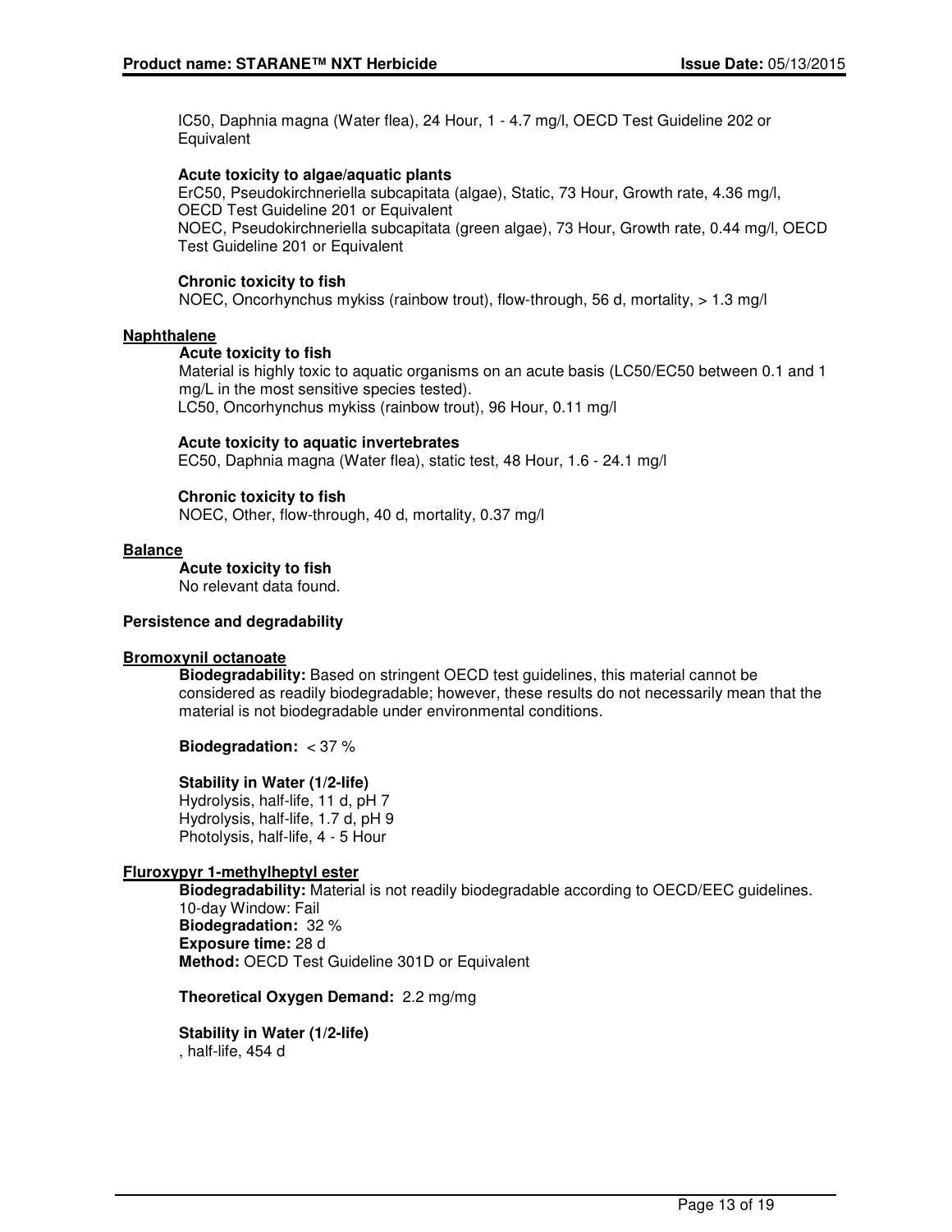IC50, Daphnia magna (Water flea), 24 Hour, 1 - 4.7 mg/l, OECD Test Guideline 202 or Equivalent

**Acute toxicity to algae/aquatic plants**
ErC50, Pseudokirchneriella subcapitata (algae), Static, 73 Hour, Growth rate, 4.36 mg/l, OECD Test Guideline 201 or Equivalent
NOEC, Pseudokirchneriella subcapitata (green algae), 73 Hour, Growth rate, 0.44 mg/l, OECD Test Guideline 201 or Equivalent

**Chronic toxicity to fish**
NOEC, Oncorhynchus mykiss (rainbow trout), flow-through, 56 d, mortality, > 1.3 mg/l

**Naphthalene**

**Acute toxicity to fish**
Material is highly toxic to aquatic organisms on an acute basis (LC50/EC50 between 0.1 and 1 mg/L in the most sensitive species tested).
LC50, Oncorhynchus mykiss (rainbow trout), 96 Hour, 0.11 mg/l

**Acute toxicity to aquatic invertebrates**
EC50, Daphnia magna (Water flea), static test, 48 Hour, 1.6 - 24.1 mg/l

**Chronic toxicity to fish**
NOEC, Other, flow-through, 40 d, mortality, 0.37 mg/l

**Balance**

**Acute toxicity to fish**
No relevant data found.

**Persistence and degradability**

**Bromoxynil octanoate**

**Biodegradability:** Based on stringent OECD test guidelines, this material cannot be considered as readily biodegradable; however, these results do not necessarily mean that the material is not biodegradable under environmental conditions.

**Biodegradation:** < 37 %

**Stability in Water (1/2-life)**
Hydrolysis, half-life, 11 d, pH 7
Hydrolysis, half-life, 1.7 d, pH 9
Photolysis, half-life, 4 - 5 Hour

**Fluroxypyr 1-methylheptyl ester**

**Biodegradability:** Material is not readily biodegradable according to OECD/EEC guidelines.
10-day Window: Fail
**Biodegradation:** 32 %
**Exposure time:** 28 d
**Method:** OECD Test Guideline 301D or Equivalent

**Theoretical Oxygen Demand:** 2.2 mg/mg

**Stability in Water (1/2-life)**
, half-life, 454 d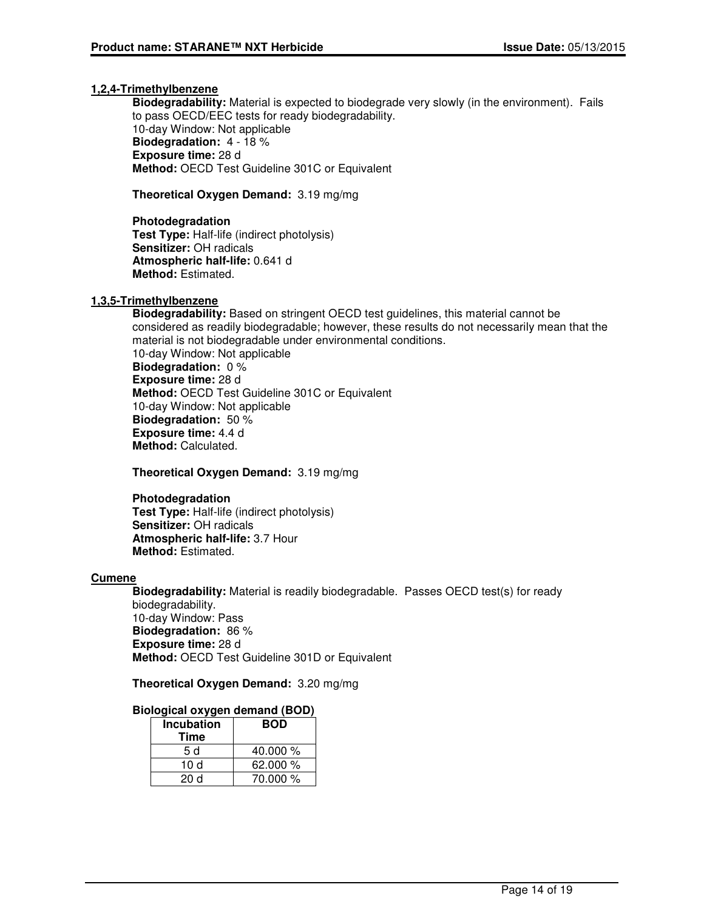**1,2,4-Trimethylbenzene**

**Biodegradability:** Material is expected to biodegrade very slowly (in the environment). Fails to pass OECD/EEC tests for ready biodegradability.
10-day Window: Not applicable
**Biodegradation:** 4 - 18 %
**Exposure time:** 28 d
**Method:** OECD Test Guideline 301C or Equivalent

**Theoretical Oxygen Demand:** 3.19 mg/mg

**Photodegradation**
**Test Type:** Half-life (indirect photolysis)
**Sensitizer:** OH radicals
**Atmospheric half-life:** 0.641 d
**Method:** Estimated.

**1,3,5-Trimethylbenzene**

**Biodegradability:** Based on stringent OECD test guidelines, this material cannot be considered as readily biodegradable; however, these results do not necessarily mean that the material is not biodegradable under environmental conditions.
10-day Window: Not applicable
**Biodegradation:** 0 %
**Exposure time:** 28 d
**Method:** OECD Test Guideline 301C or Equivalent
10-day Window: Not applicable
**Biodegradation:** 50 %
**Exposure time:** 4.4 d
**Method:** Calculated.

**Theoretical Oxygen Demand:** 3.19 mg/mg

**Photodegradation**
**Test Type:** Half-life (indirect photolysis)
**Sensitizer:** OH radicals
**Atmospheric half-life:** 3.7 Hour
**Method:** Estimated.

**Cumene**

**Biodegradability:** Material is readily biodegradable. Passes OECD test(s) for ready biodegradability.
10-day Window: Pass
**Biodegradation:** 86 %
**Exposure time:** 28 d
**Method:** OECD Test Guideline 301D or Equivalent

**Theoretical Oxygen Demand:** 3.20 mg/mg

**Biological oxygen demand (BOD)**

| Incubation Time | BOD |
|---|---|
| 5 d | 40.000 % |
| 10 d | 62.000 % |
| 20 d | 70.000 % |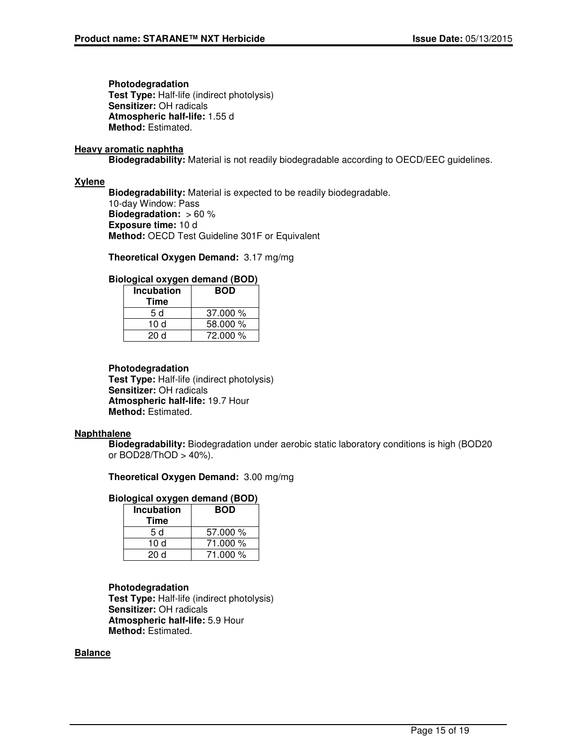**Photodegradation**
**Test Type:** Half-life (indirect photolysis)
**Sensitizer:** OH radicals
**Atmospheric half-life:** 1.55 d
**Method:** Estimated.

**Heavy aromatic naphtha**

**Biodegradability:** Material is not readily biodegradable according to OECD/EEC guidelines.

**Xylene**

**Biodegradability:** Material is expected to be readily biodegradable.
10-day Window: Pass
**Biodegradation:** > 60 %
**Exposure time:** 10 d
**Method:** OECD Test Guideline 301F or Equivalent

**Theoretical Oxygen Demand:** 3.17 mg/mg

**Biological oxygen demand (BOD)**

| Incubation Time | BOD |
|---|---|
| 5 d | 37.000 % |
| 10 d | 58.000 % |
| 20 d | 72.000 % |

**Photodegradation**
**Test Type:** Half-life (indirect photolysis)
**Sensitizer:** OH radicals
**Atmospheric half-life:** 19.7 Hour
**Method:** Estimated.

**Naphthalene**

**Biodegradability:** Biodegradation under aerobic static laboratory conditions is high (BOD20 or BOD28/ThOD > 40%).

**Theoretical Oxygen Demand:** 3.00 mg/mg

**Biological oxygen demand (BOD)**

| Incubation Time | BOD |
|---|---|
| 5 d | 57.000 % |
| 10 d | 71.000 % |
| 20 d | 71.000 % |

**Photodegradation**
**Test Type:** Half-life (indirect photolysis)
**Sensitizer:** OH radicals
**Atmospheric half-life:** 5.9 Hour
**Method:** Estimated.

**Balance**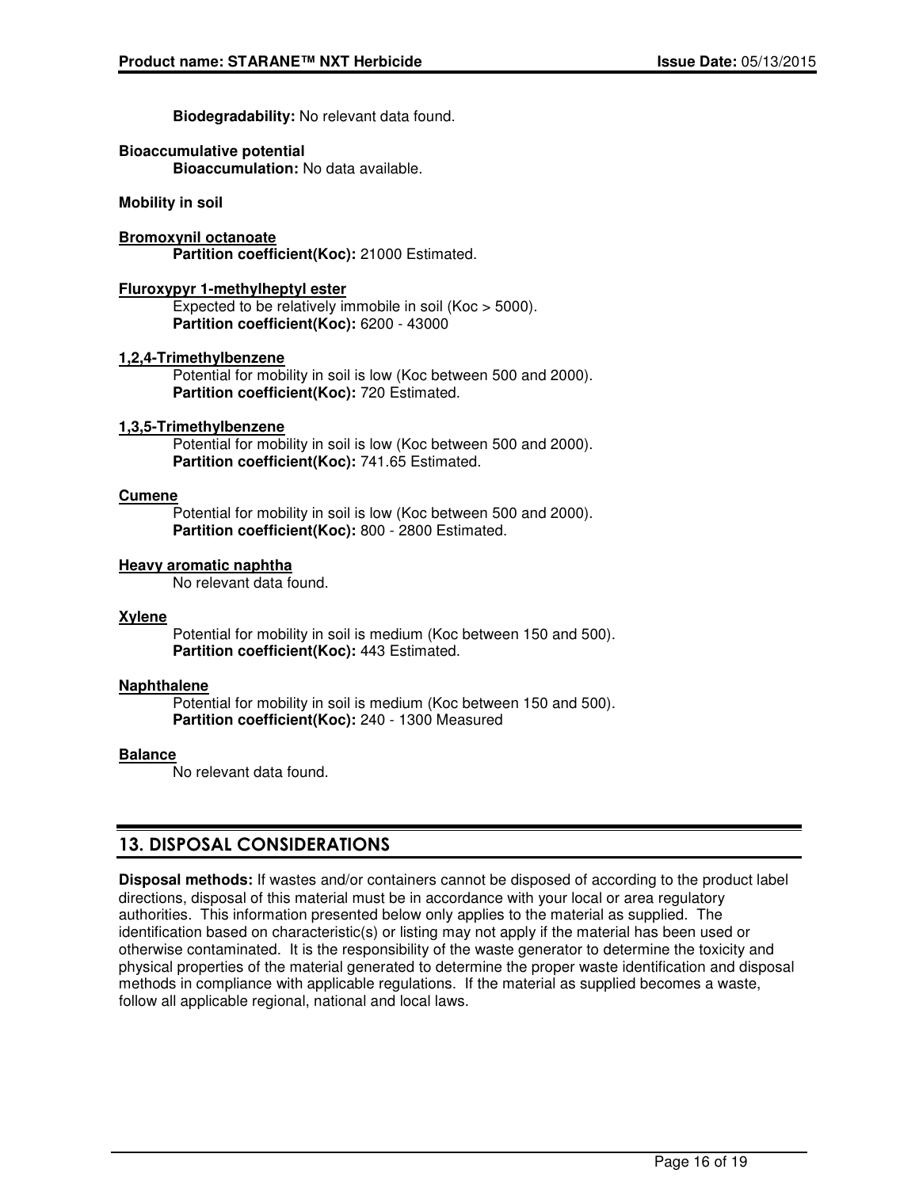**Biodegradability:** No relevant data found.

**Bioaccumulative potential**

**Bioaccumulation:** No data available.

**Mobility in soil**

**Bromoxynil octanoate**

**Partition coefficient(Koc):** 21000 Estimated.

**Fluroxypyr 1-methylheptyl ester**

Expected to be relatively immobile in soil (Koc > 5000).

**Partition coefficient(Koc):** 6200 - 43000

**1,2,4-Trimethylbenzene**

Potential for mobility in soil is low (Koc between 500 and 2000).

**Partition coefficient(Koc):** 720 Estimated.

**1,3,5-Trimethylbenzene**

Potential for mobility in soil is low (Koc between 500 and 2000).

**Partition coefficient(Koc):** 741.65 Estimated.

**Cumene**

Potential for mobility in soil is low (Koc between 500 and 2000).

**Partition coefficient(Koc):** 800 - 2800 Estimated.

**Heavy aromatic naphtha**

No relevant data found.

**Xylene**

Potential for mobility in soil is medium (Koc between 150 and 500).

**Partition coefficient(Koc):** 443 Estimated.

**Naphthalene**

Potential for mobility in soil is medium (Koc between 150 and 500).

**Partition coefficient(Koc):** 240 - 1300 Measured

**Balance**

No relevant data found.

## 13. DISPOSAL CONSIDERATIONS

**Disposal methods:** If wastes and/or containers cannot be disposed of according to the product label directions, disposal of this material must be in accordance with your local or area regulatory authorities. This information presented below only applies to the material as supplied. The identification based on characteristic(s) or listing may not apply if the material has been used or otherwise contaminated. It is the responsibility of the waste generator to determine the toxicity and physical properties of the material generated to determine the proper waste identification and disposal methods in compliance with applicable regulations. If the material as supplied becomes a waste, follow all applicable regional, national and local laws.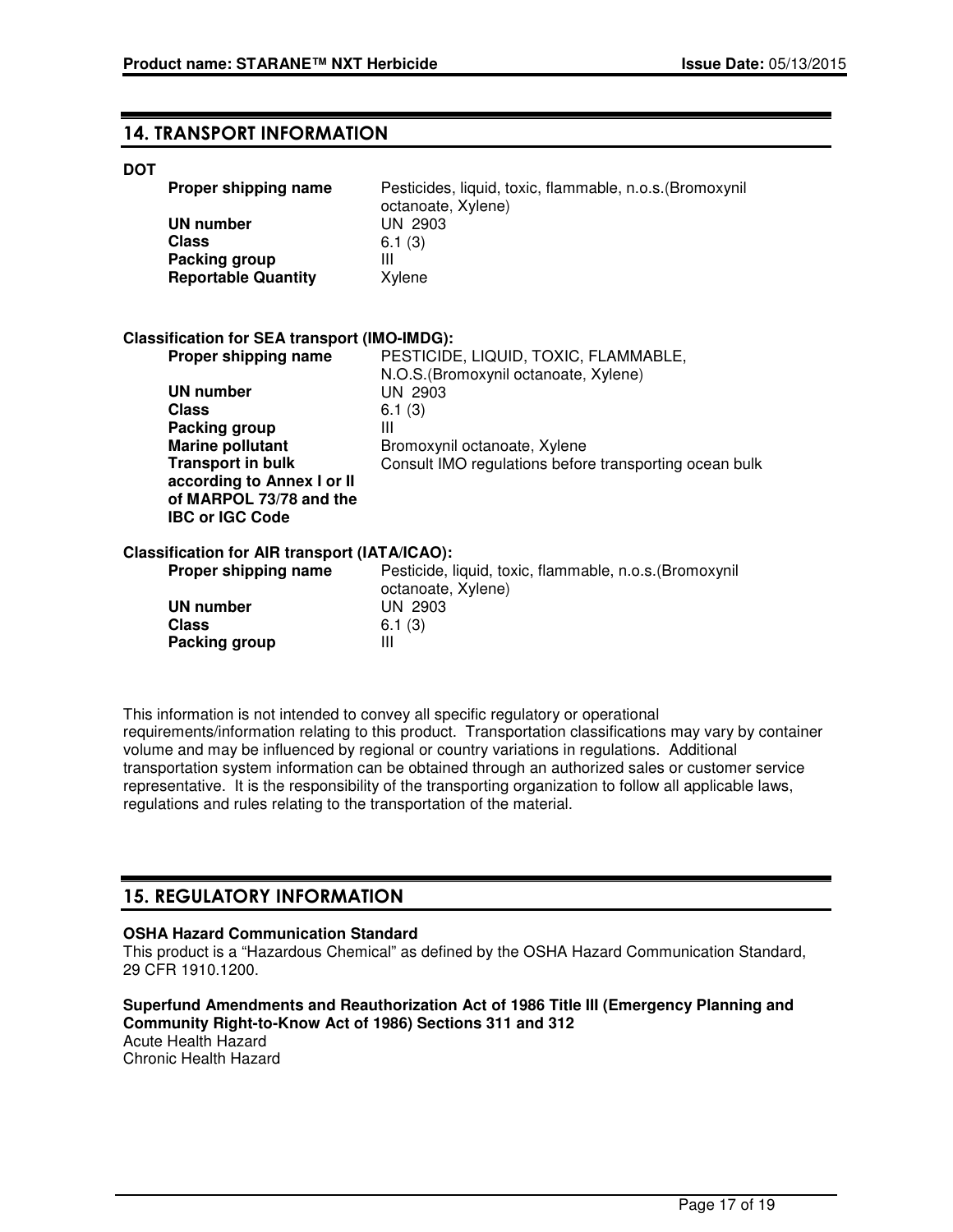## 14. TRANSPORT INFORMATION

**DOT**

| | |
|---|---|
| **Proper shipping name** | Pesticides, liquid, toxic, flammable, n.o.s.(Bromoxynil octanoate, Xylene) |
| **UN number** | UN 2903 |
| **Class** | 6.1 (3) |
| **Packing group** | III |
| **Reportable Quantity** | Xylene |

**Classification for SEA transport (IMO-IMDG):**

| | |
|---|---|
| **Proper shipping name** | PESTICIDE, LIQUID, TOXIC, FLAMMABLE, N.O.S.(Bromoxynil octanoate, Xylene) |
| **UN number** | UN 2903 |
| **Class** | 6.1 (3) |
| **Packing group** | III |
| **Marine pollutant** | Bromoxynil octanoate, Xylene |
| **Transport in bulk according to Annex I or II of MARPOL 73/78 and the IBC or IGC Code** | Consult IMO regulations before transporting ocean bulk |

**Classification for AIR transport (IATA/ICAO):**

| | |
|---|---|
| **Proper shipping name** | Pesticide, liquid, toxic, flammable, n.o.s.(Bromoxynil octanoate, Xylene) |
| **UN number** | UN 2903 |
| **Class** | 6.1 (3) |
| **Packing group** | III |

This information is not intended to convey all specific regulatory or operational requirements/information relating to this product. Transportation classifications may vary by container volume and may be influenced by regional or country variations in regulations. Additional transportation system information can be obtained through an authorized sales or customer service representative. It is the responsibility of the transporting organization to follow all applicable laws, regulations and rules relating to the transportation of the material.

## 15. REGULATORY INFORMATION

**OSHA Hazard Communication Standard**
This product is a “Hazardous Chemical” as defined by the OSHA Hazard Communication Standard, 29 CFR 1910.1200.

**Superfund Amendments and Reauthorization Act of 1986 Title III (Emergency Planning and Community Right-to-Know Act of 1986) Sections 311 and 312**
Acute Health Hazard
Chronic Health Hazard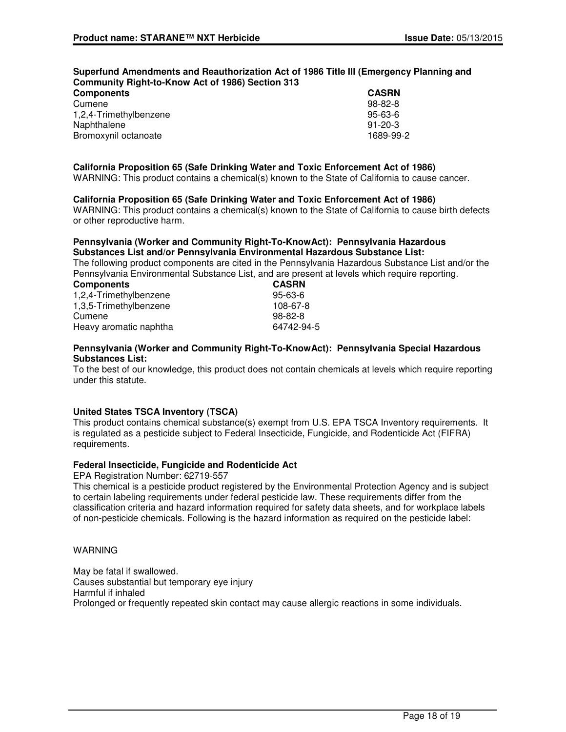**Superfund Amendments and Reauthorization Act of 1986 Title III (Emergency Planning and Community Right-to-Know Act of 1986) Section 313**

| Components | CASRN |
|---|---|
| Cumene | 98-82-8 |
| 1,2,4-Trimethylbenzene | 95-63-6 |
| Naphthalene | 91-20-3 |
| Bromoxynil octanoate | 1689-99-2 |

**California Proposition 65 (Safe Drinking Water and Toxic Enforcement Act of 1986)**
WARNING: This product contains a chemical(s) known to the State of California to cause cancer.

**California Proposition 65 (Safe Drinking Water and Toxic Enforcement Act of 1986)**
WARNING: This product contains a chemical(s) known to the State of California to cause birth defects or other reproductive harm.

**Pennsylvania (Worker and Community Right-To-KnowAct): Pennsylvania Hazardous Substances List and/or Pennsylvania Environmental Hazardous Substance List:**
The following product components are cited in the Pennsylvania Hazardous Substance List and/or the Pennsylvania Environmental Substance List, and are present at levels which require reporting.

| Components | CASRN |
|---|---|
| 1,2,4-Trimethylbenzene | 95-63-6 |
| 1,3,5-Trimethylbenzene | 108-67-8 |
| Cumene | 98-82-8 |
| Heavy aromatic naphtha | 64742-94-5 |

**Pennsylvania (Worker and Community Right-To-KnowAct): Pennsylvania Special Hazardous Substances List:**
To the best of our knowledge, this product does not contain chemicals at levels which require reporting under this statute.

**United States TSCA Inventory (TSCA)**
This product contains chemical substance(s) exempt from U.S. EPA TSCA Inventory requirements. It is regulated as a pesticide subject to Federal Insecticide, Fungicide, and Rodenticide Act (FIFRA) requirements.

**Federal Insecticide, Fungicide and Rodenticide Act**
EPA Registration Number: 62719-557
This chemical is a pesticide product registered by the Environmental Protection Agency and is subject to certain labeling requirements under federal pesticide law. These requirements differ from the classification criteria and hazard information required for safety data sheets, and for workplace labels of non-pesticide chemicals. Following is the hazard information as required on the pesticide label:

WARNING

May be fatal if swallowed.
Causes substantial but temporary eye injury
Harmful if inhaled
Prolonged or frequently repeated skin contact may cause allergic reactions in some individuals.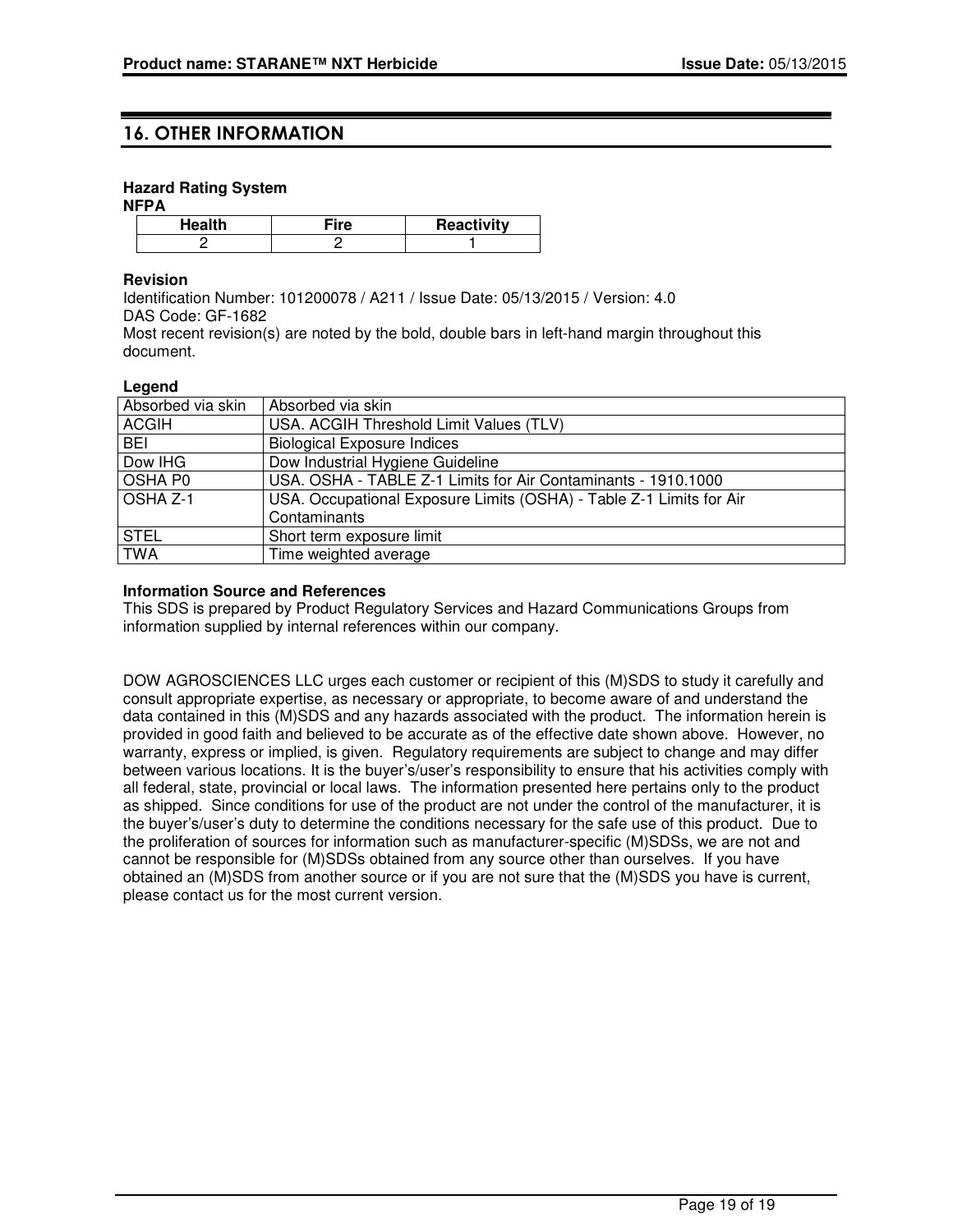## 16. OTHER INFORMATION

**Hazard Rating System**
**NFPA**

| Health | Fire | Reactivity |
|---|---|---|
| 2 | 2 | 1 |

**Revision**
Identification Number: 101200078 / A211 / Issue Date: 05/13/2015 / Version: 4.0
DAS Code: GF-1682
Most recent revision(s) are noted by the bold, double bars in left-hand margin throughout this document.

**Legend**

| | |
|---|---|
| Absorbed via skin | Absorbed via skin |
| ACGIH | USA. ACGIH Threshold Limit Values (TLV) |
| BEI | Biological Exposure Indices |
| Dow IHG | Dow Industrial Hygiene Guideline |
| OSHA P0 | USA. OSHA - TABLE Z-1 Limits for Air Contaminants - 1910.1000 |
| OSHA Z-1 | USA. Occupational Exposure Limits (OSHA) - Table Z-1 Limits for Air Contaminants |
| STEL | Short term exposure limit |
| TWA | Time weighted average |

**Information Source and References**
This SDS is prepared by Product Regulatory Services and Hazard Communications Groups from information supplied by internal references within our company.

DOW AGROSCIENCES LLC urges each customer or recipient of this (M)SDS to study it carefully and consult appropriate expertise, as necessary or appropriate, to become aware of and understand the data contained in this (M)SDS and any hazards associated with the product. The information herein is provided in good faith and believed to be accurate as of the effective date shown above. However, no warranty, express or implied, is given. Regulatory requirements are subject to change and may differ between various locations. It is the buyer's/user's responsibility to ensure that his activities comply with all federal, state, provincial or local laws. The information presented here pertains only to the product as shipped. Since conditions for use of the product are not under the control of the manufacturer, it is the buyer's/user's duty to determine the conditions necessary for the safe use of this product. Due to the proliferation of sources for information such as manufacturer-specific (M)SDSs, we are not and cannot be responsible for (M)SDSs obtained from any source other than ourselves. If you have obtained an (M)SDS from another source or if you are not sure that the (M)SDS you have is current, please contact us for the most current version.